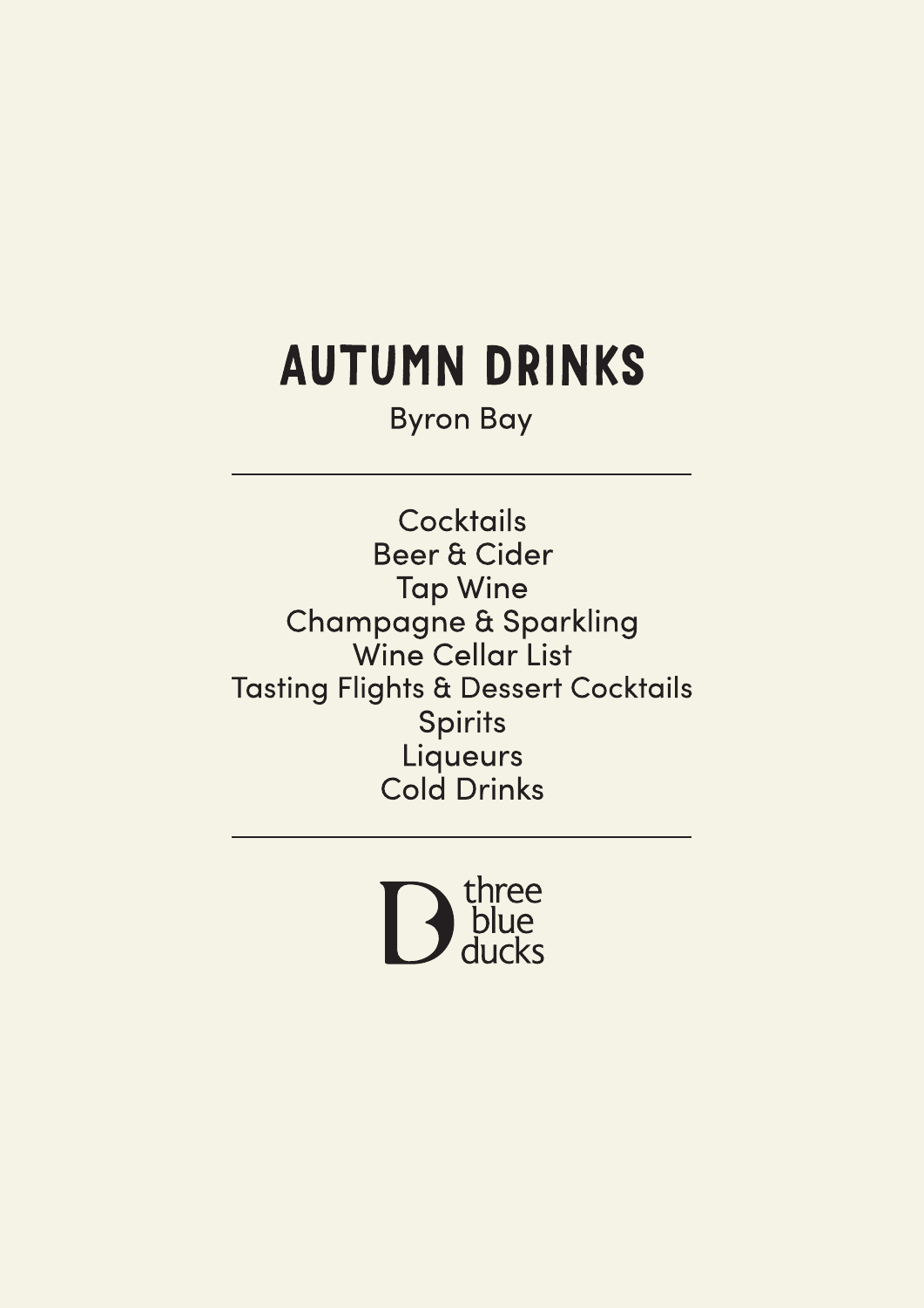# AUTUMN DRINKS

Byron Bay

---

Cocktails
Beer & Cider
Tap Wine
Champagne & Sparkling
Wine Cellar List
Tasting Flights & Dessert Cocktails
Spirits
Liqueurs
Cold Drinks

---

three blue ducks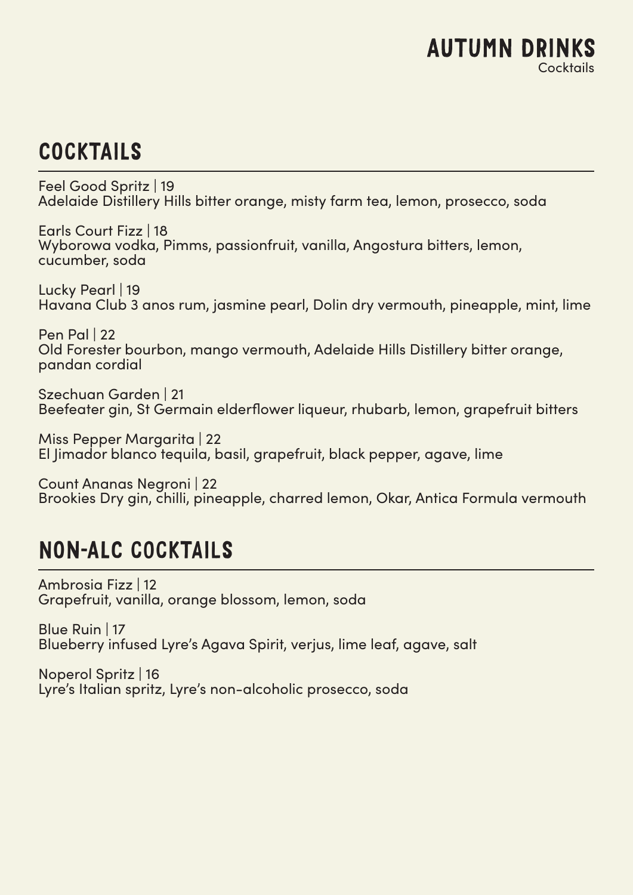# AUTUMN DRINKS
Cocktails

## COCKTAILS

Feel Good Spritz | 19
Adelaide Distillery Hills bitter orange, misty farm tea, lemon, prosecco, soda

Earls Court Fizz | 18
Wyborowa vodka, Pimms, passionfruit, vanilla, Angostura bitters, lemon, cucumber, soda

Lucky Pearl | 19
Havana Club 3 anos rum, jasmine pearl, Dolin dry vermouth, pineapple, mint, lime

Pen Pal | 22
Old Forester bourbon, mango vermouth, Adelaide Hills Distillery bitter orange, pandan cordial

Szechuan Garden | 21
Beefeater gin, St Germain elderflower liqueur, rhubarb, lemon, grapefruit bitters

Miss Pepper Margarita | 22
El Jimador blanco tequila, basil, grapefruit, black pepper, agave, lime

Count Ananas Negroni | 22
Brookies Dry gin, chilli, pineapple, charred lemon, Okar, Antica Formula vermouth

## NON-ALC COCKTAILS

Ambrosia Fizz | 12
Grapefruit, vanilla, orange blossom, lemon, soda

Blue Ruin | 17
Blueberry infused Lyre's Agava Spirit, verjus, lime leaf, agave, salt

Noperol Spritz | 16
Lyre's Italian spritz, Lyre's non-alcoholic prosecco, soda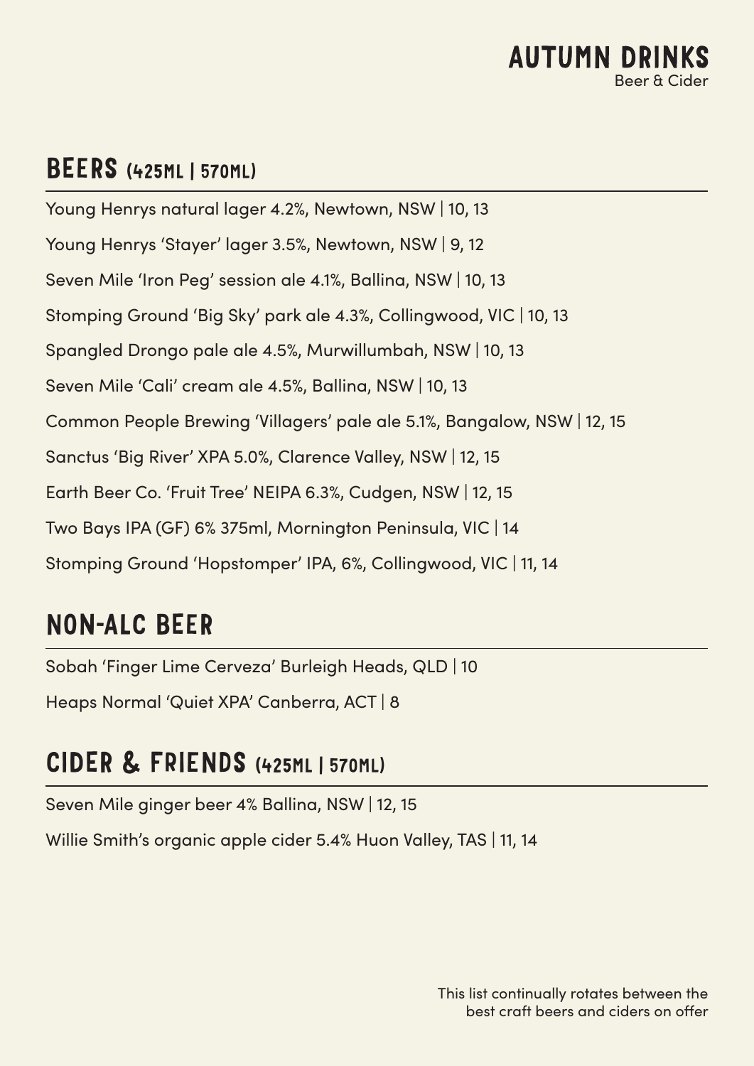# AUTUMN DRINKS

Beer & Cider

## BEERS (425ML | 570ML)

Young Henrys natural lager 4.2%, Newtown, NSW | 10, 13

Young Henrys 'Stayer' lager 3.5%, Newtown, NSW | 9, 12

Seven Mile 'Iron Peg' session ale 4.1%, Ballina, NSW | 10, 13

Stomping Ground 'Big Sky' park ale 4.3%, Collingwood, VIC | 10, 13

Spangled Drongo pale ale 4.5%, Murwillumbah, NSW | 10, 13

Seven Mile 'Cali' cream ale 4.5%, Ballina, NSW | 10, 13

Common People Brewing 'Villagers' pale ale 5.1%, Bangalow, NSW | 12, 15

Sanctus 'Big River' XPA 5.0%, Clarence Valley, NSW | 12, 15

Earth Beer Co. 'Fruit Tree' NEIPA 6.3%, Cudgen, NSW | 12, 15

Two Bays IPA (GF) 6% 375ml, Mornington Peninsula, VIC | 14

Stomping Ground 'Hopstomper' IPA, 6%, Collingwood, VIC | 11, 14

## NON-ALC BEER

Sobah 'Finger Lime Cerveza' Burleigh Heads, QLD | 10

Heaps Normal 'Quiet XPA' Canberra, ACT | 8

## CIDER & FRIENDS (425ML | 570ML)

Seven Mile ginger beer 4% Ballina, NSW | 12, 15

Willie Smith's organic apple cider 5.4% Huon Valley, TAS | 11, 14

This list continually rotates between the best craft beers and ciders on offer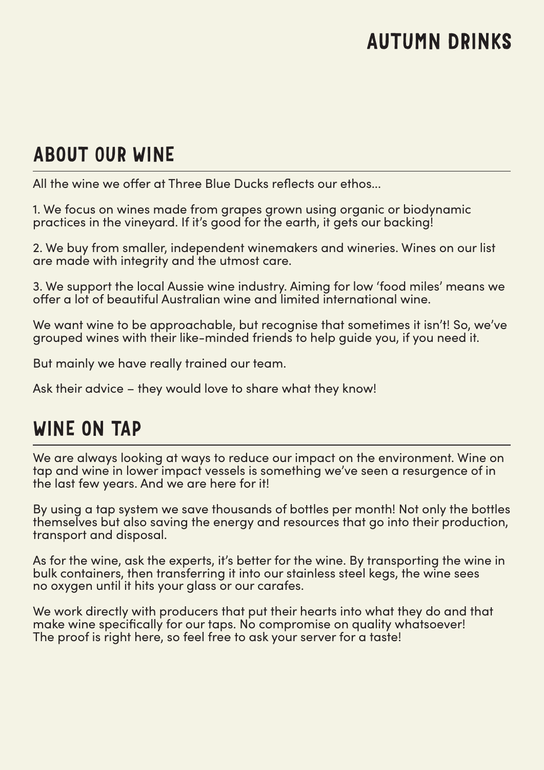# AUTUMN DRINKS

## ABOUT OUR WINE

All the wine we offer at Three Blue Ducks reflects our ethos...

1. We focus on wines made from grapes grown using organic or biodynamic practices in the vineyard. If it's good for the earth, it gets our backing!

2. We buy from smaller, independent winemakers and wineries. Wines on our list are made with integrity and the utmost care.

3. We support the local Aussie wine industry. Aiming for low 'food miles' means we offer a lot of beautiful Australian wine and limited international wine.

We want wine to be approachable, but recognise that sometimes it isn't! So, we've grouped wines with their like-minded friends to help guide you, if you need it.

But mainly we have really trained our team.

Ask their advice – they would love to share what they know!

## WINE ON TAP

We are always looking at ways to reduce our impact on the environment. Wine on tap and wine in lower impact vessels is something we've seen a resurgence of in the last few years. And we are here for it!

By using a tap system we save thousands of bottles per month! Not only the bottles themselves but also saving the energy and resources that go into their production, transport and disposal.

As for the wine, ask the experts, it's better for the wine. By transporting the wine in bulk containers, then transferring it into our stainless steel kegs, the wine sees no oxygen until it hits your glass or our carafes.

We work directly with producers that put their hearts into what they do and that make wine specifically for our taps. No compromise on quality whatsoever! The proof is right here, so feel free to ask your server for a taste!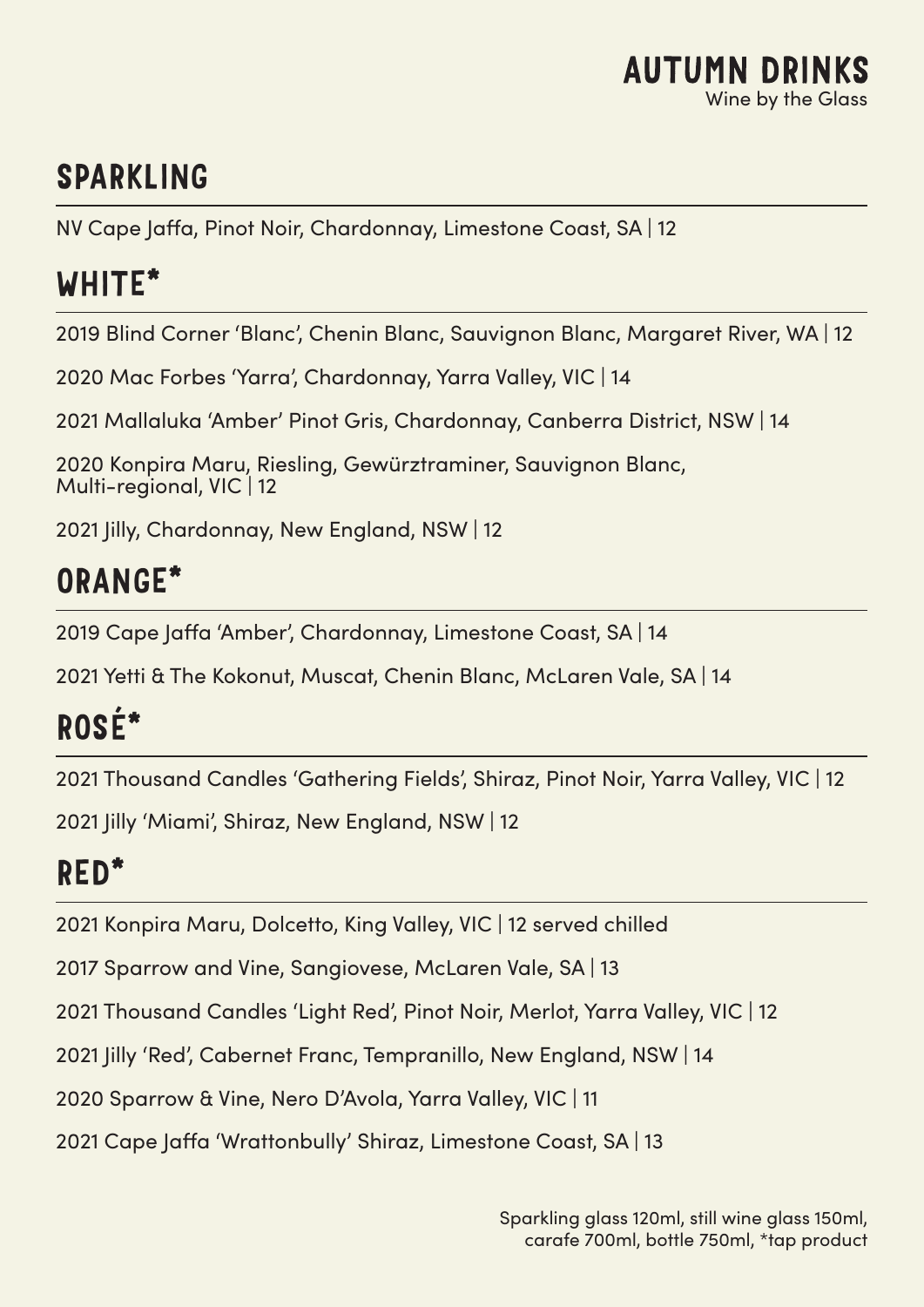# AUTUMN DRINKS

Wine by the Glass

## SPARKLING

NV Cape Jaffa, Pinot Noir, Chardonnay, Limestone Coast, SA | 12

## WHITE*

2019 Blind Corner 'Blanc', Chenin Blanc, Sauvignon Blanc, Margaret River, WA | 12

2020 Mac Forbes 'Yarra', Chardonnay, Yarra Valley, VIC | 14

2021 Mallaluka 'Amber' Pinot Gris, Chardonnay, Canberra District, NSW | 14

2020 Konpira Maru, Riesling, Gewürztraminer, Sauvignon Blanc, Multi-regional, VIC | 12

2021 Jilly, Chardonnay, New England, NSW | 12

## ORANGE*

2019 Cape Jaffa 'Amber', Chardonnay, Limestone Coast, SA | 14

2021 Yetti & The Kokonut, Muscat, Chenin Blanc, McLaren Vale, SA | 14

## ROSÉ*

2021 Thousand Candles 'Gathering Fields', Shiraz, Pinot Noir, Yarra Valley, VIC | 12

2021 Jilly 'Miami', Shiraz, New England, NSW | 12

## RED*

2021 Konpira Maru, Dolcetto, King Valley, VIC | 12 served chilled

2017 Sparrow and Vine, Sangiovese, McLaren Vale, SA | 13

2021 Thousand Candles 'Light Red', Pinot Noir, Merlot, Yarra Valley, VIC | 12

2021 Jilly 'Red', Cabernet Franc, Tempranillo, New England, NSW | 14

2020 Sparrow & Vine, Nero D'Avola, Yarra Valley, VIC | 11

2021 Cape Jaffa 'Wrattonbully' Shiraz, Limestone Coast, SA | 13

Sparkling glass 120ml, still wine glass 150ml, carafe 700ml, bottle 750ml, *tap product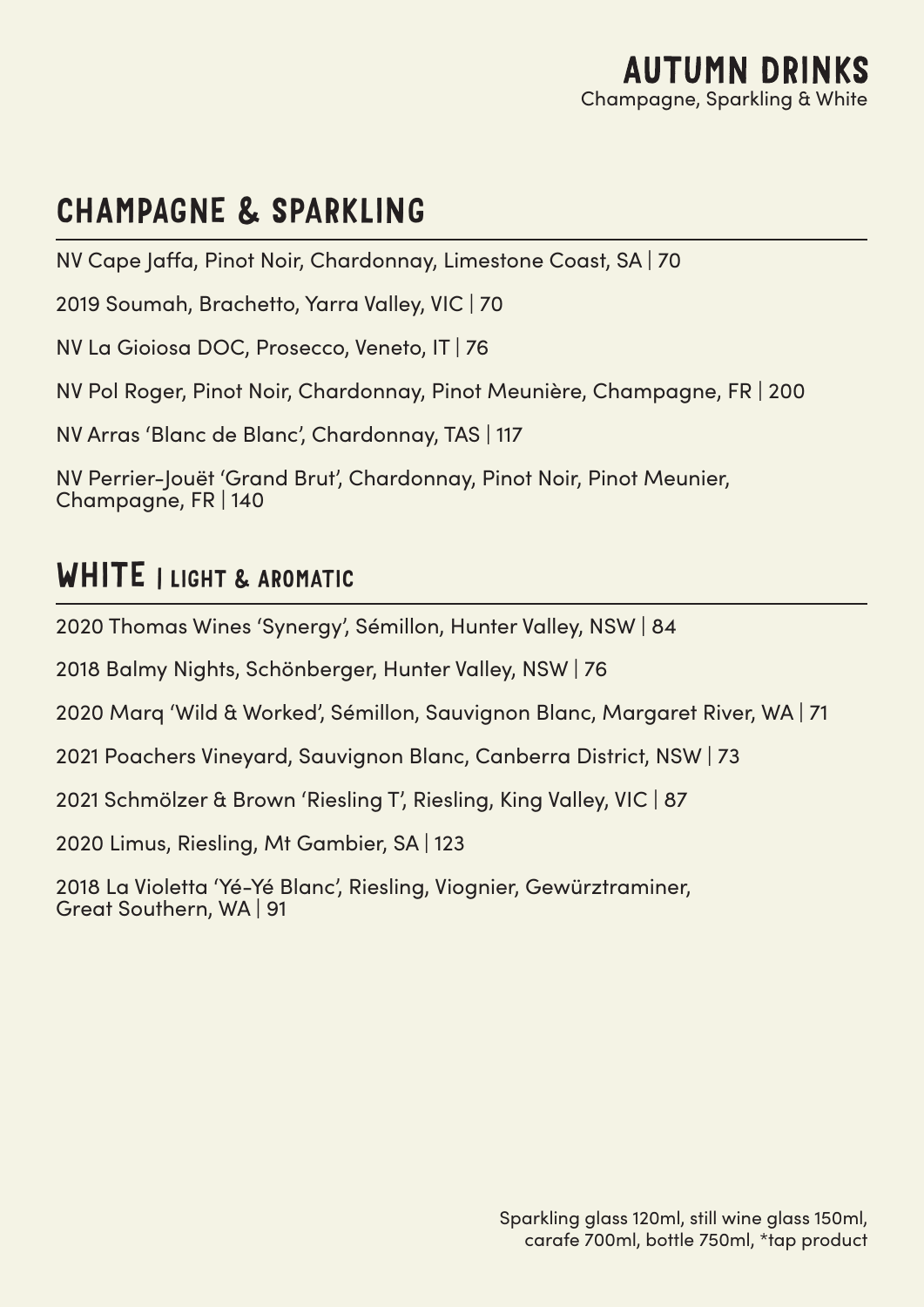# AUTUMN DRINKS

Champagne, Sparkling & White

## CHAMPAGNE & SPARKLING

NV Cape Jaffa, Pinot Noir, Chardonnay, Limestone Coast, SA | 70

2019 Soumah, Brachetto, Yarra Valley, VIC | 70

NV La Gioiosa DOC, Prosecco, Veneto, IT | 76

NV Pol Roger, Pinot Noir, Chardonnay, Pinot Meunière, Champagne, FR | 200

NV Arras 'Blanc de Blanc', Chardonnay, TAS | 117

NV Perrier-Jouët 'Grand Brut', Chardonnay, Pinot Noir, Pinot Meunier, Champagne, FR | 140

## WHITE | LIGHT & AROMATIC

2020 Thomas Wines 'Synergy', Sémillon, Hunter Valley, NSW | 84

2018 Balmy Nights, Schönberger, Hunter Valley, NSW | 76

2020 Marq 'Wild & Worked', Sémillon, Sauvignon Blanc, Margaret River, WA | 71

2021 Poachers Vineyard, Sauvignon Blanc, Canberra District, NSW | 73

2021 Schmölzer & Brown 'Riesling T', Riesling, King Valley, VIC | 87

2020 Limus, Riesling, Mt Gambier, SA | 123

2018 La Violetta 'Yé-Yé Blanc', Riesling, Viognier, Gewürztraminer, Great Southern, WA | 91

Sparkling glass 120ml, still wine glass 150ml, carafe 700ml, bottle 750ml, *tap product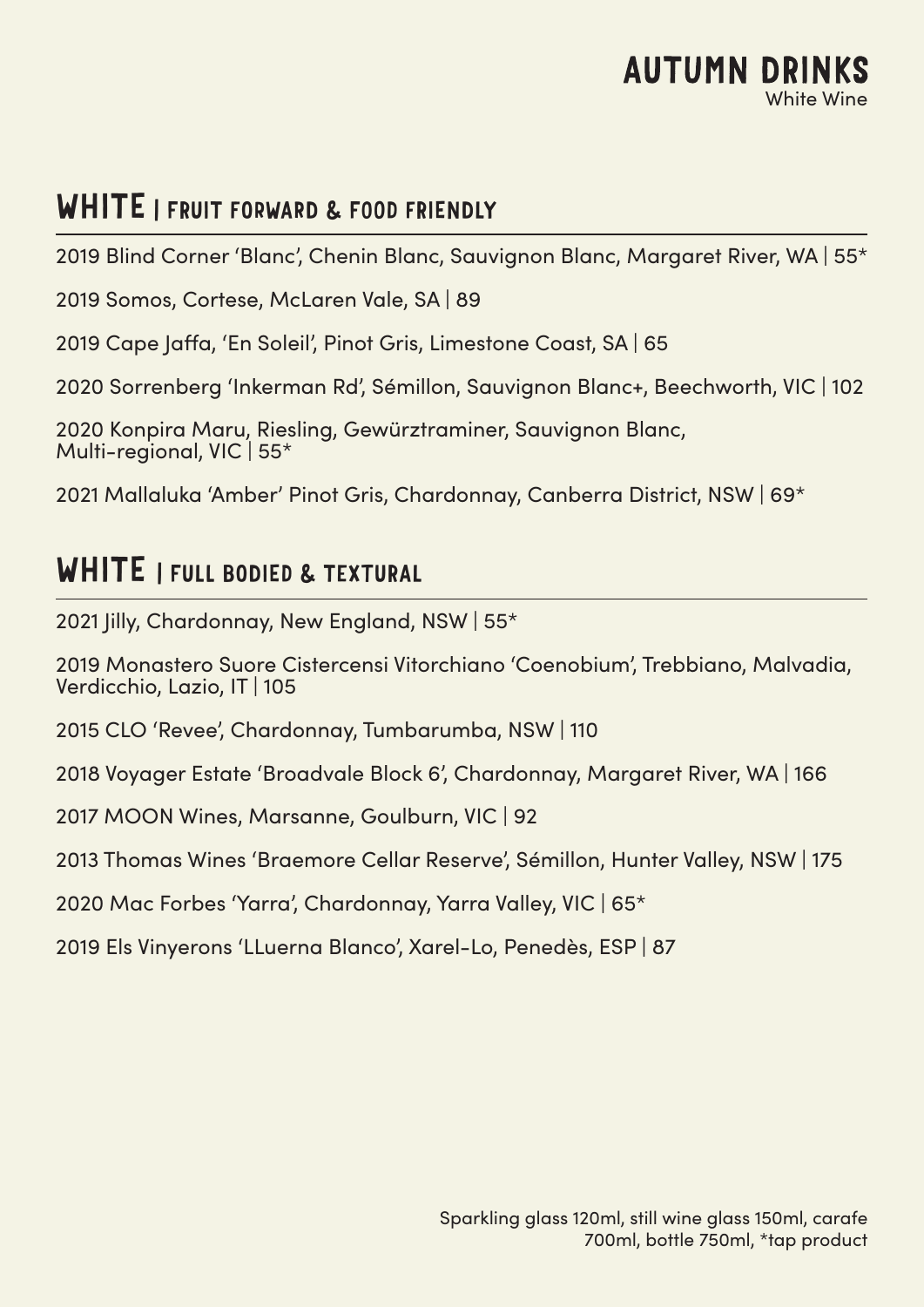# AUTUMN DRINKS
White Wine

## WHITE | FRUIT FORWARD & FOOD FRIENDLY

2019 Blind Corner 'Blanc', Chenin Blanc, Sauvignon Blanc, Margaret River, WA | 55*

2019 Somos, Cortese, McLaren Vale, SA | 89

2019 Cape Jaffa, 'En Soleil', Pinot Gris, Limestone Coast, SA | 65

2020 Sorrenberg 'Inkerman Rd', Sémillon, Sauvignon Blanc+, Beechworth, VIC | 102

2020 Konpira Maru, Riesling, Gewürztraminer, Sauvignon Blanc, Multi-regional, VIC | 55*

2021 Mallaluka 'Amber' Pinot Gris, Chardonnay, Canberra District, NSW | 69*

## WHITE | FULL BODIED & TEXTURAL

2021 Jilly, Chardonnay, New England, NSW | 55*

2019 Monastero Suore Cistercensi Vitorchiano 'Coenobium', Trebbiano, Malvadia, Verdicchio, Lazio, IT | 105

2015 CLO 'Revee', Chardonnay, Tumbarumba, NSW | 110

2018 Voyager Estate 'Broadvale Block 6', Chardonnay, Margaret River, WA | 166

2017 MOON Wines, Marsanne, Goulburn, VIC | 92

2013 Thomas Wines 'Braemore Cellar Reserve', Sémillon, Hunter Valley, NSW | 175

2020 Mac Forbes 'Yarra', Chardonnay, Yarra Valley, VIC | 65*

2019 Els Vinyerons 'LLuerna Blanco', Xarel-Lo, Penedès, ESP | 87

Sparkling glass 120ml, still wine glass 150ml, carafe 700ml, bottle 750ml, *tap product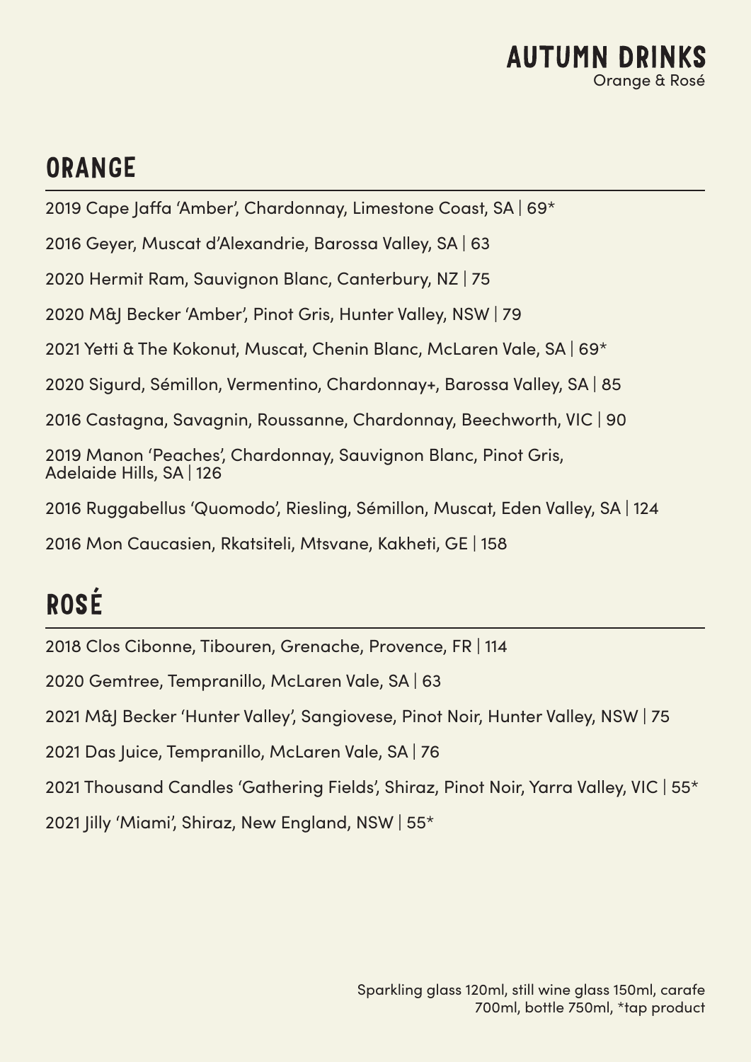# AUTUMN DRINKS

Orange & Rosé

## ORANGE

2019 Cape Jaffa 'Amber', Chardonnay, Limestone Coast, SA | 69*

2016 Geyer, Muscat d'Alexandrie, Barossa Valley, SA | 63

2020 Hermit Ram, Sauvignon Blanc, Canterbury, NZ | 75

2020 M&J Becker 'Amber', Pinot Gris, Hunter Valley, NSW | 79

2021 Yetti & The Kokonut, Muscat, Chenin Blanc, McLaren Vale, SA | 69*

2020 Sigurd, Sémillon, Vermentino, Chardonnay+, Barossa Valley, SA | 85

2016 Castagna, Savagnin, Roussanne, Chardonnay, Beechworth, VIC | 90

2019 Manon 'Peaches', Chardonnay, Sauvignon Blanc, Pinot Gris, Adelaide Hills, SA | 126

2016 Ruggabellus 'Quomodo', Riesling, Sémillon, Muscat, Eden Valley, SA | 124

2016 Mon Caucasien, Rkatsiteli, Mtsvane, Kakheti, GE | 158

## ROSÉ

2018 Clos Cibonne, Tibouren, Grenache, Provence, FR | 114

2020 Gemtree, Tempranillo, McLaren Vale, SA | 63

2021 M&J Becker 'Hunter Valley', Sangiovese, Pinot Noir, Hunter Valley, NSW | 75

2021 Das Juice, Tempranillo, McLaren Vale, SA | 76

2021 Thousand Candles 'Gathering Fields', Shiraz, Pinot Noir, Yarra Valley, VIC | 55*

2021 Jilly 'Miami', Shiraz, New England, NSW | 55*

Sparkling glass 120ml, still wine glass 150ml, carafe 700ml, bottle 750ml, *tap product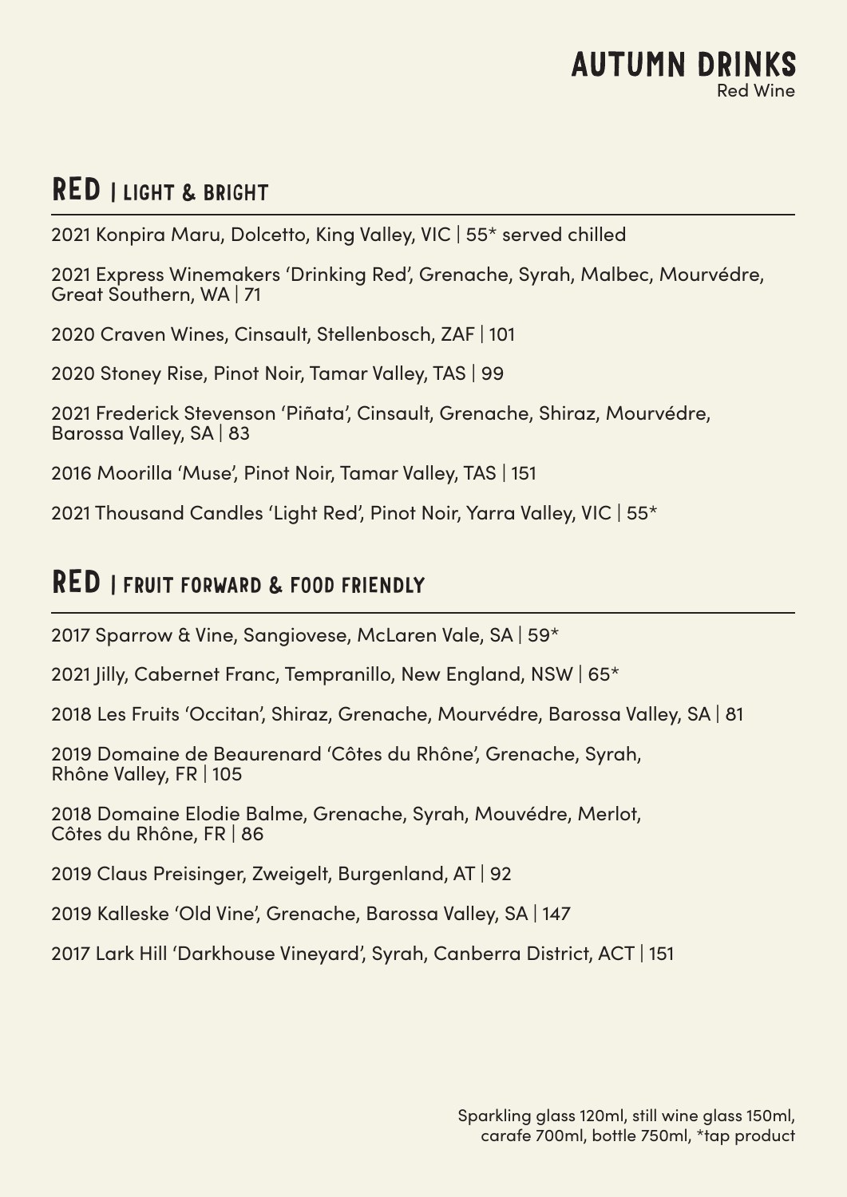# AUTUMN DRINKS

Red Wine

## RED | LIGHT & BRIGHT

2021 Konpira Maru, Dolcetto, King Valley, VIC | 55* served chilled

2021 Express Winemakers 'Drinking Red', Grenache, Syrah, Malbec, Mourvédre, Great Southern, WA | 71

2020 Craven Wines, Cinsault, Stellenbosch, ZAF | 101

2020 Stoney Rise, Pinot Noir, Tamar Valley, TAS | 99

2021 Frederick Stevenson 'Piñata', Cinsault, Grenache, Shiraz, Mourvédre, Barossa Valley, SA | 83

2016 Moorilla 'Muse', Pinot Noir, Tamar Valley, TAS | 151

2021 Thousand Candles 'Light Red', Pinot Noir, Yarra Valley, VIC | 55*

## RED | FRUIT FORWARD & FOOD FRIENDLY

2017 Sparrow & Vine, Sangiovese, McLaren Vale, SA | 59*

2021 Jilly, Cabernet Franc, Tempranillo, New England, NSW | 65*

2018 Les Fruits 'Occitan', Shiraz, Grenache, Mourvédre, Barossa Valley, SA | 81

2019 Domaine de Beaurenard 'Côtes du Rhône', Grenache, Syrah, Rhône Valley, FR | 105

2018 Domaine Elodie Balme, Grenache, Syrah, Mouvédre, Merlot, Côtes du Rhône, FR | 86

2019 Claus Preisinger, Zweigelt, Burgenland, AT | 92

2019 Kalleske 'Old Vine', Grenache, Barossa Valley, SA | 147

2017 Lark Hill 'Darkhouse Vineyard', Syrah, Canberra District, ACT | 151

Sparkling glass 120ml, still wine glass 150ml, carafe 700ml, bottle 750ml, *tap product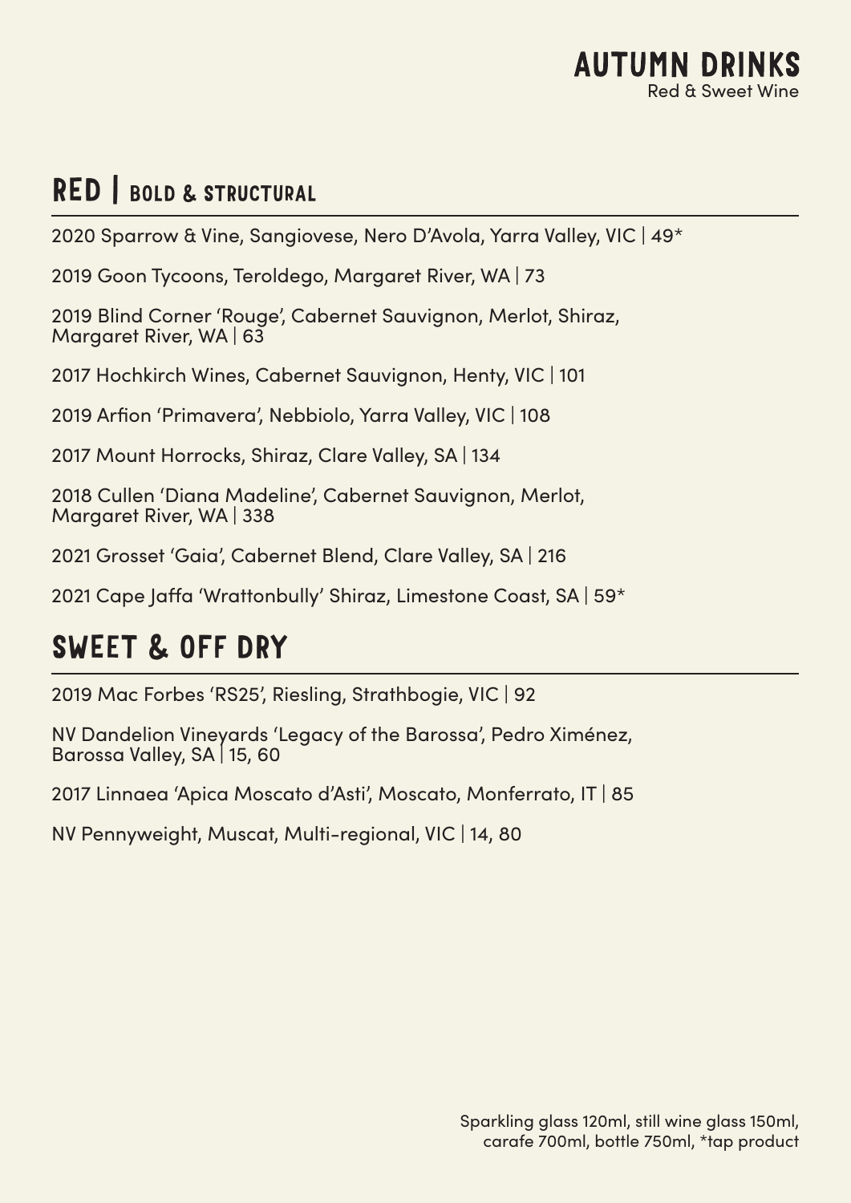# AUTUMN DRINKS
Red & Sweet Wine

## RED | BOLD & STRUCTURAL

2020 Sparrow & Vine, Sangiovese, Nero D'Avola, Yarra Valley, VIC | 49*

2019 Goon Tycoons, Teroldego, Margaret River, WA | 73

2019 Blind Corner 'Rouge', Cabernet Sauvignon, Merlot, Shiraz, Margaret River, WA | 63

2017 Hochkirch Wines, Cabernet Sauvignon, Henty, VIC | 101

2019 Arfion 'Primavera', Nebbiolo, Yarra Valley, VIC | 108

2017 Mount Horrocks, Shiraz, Clare Valley, SA | 134

2018 Cullen 'Diana Madeline', Cabernet Sauvignon, Merlot, Margaret River, WA | 338

2021 Grosset 'Gaia', Cabernet Blend, Clare Valley, SA | 216

2021 Cape Jaffa 'Wrattonbully' Shiraz, Limestone Coast, SA | 59*

## SWEET & OFF DRY

2019 Mac Forbes 'RS25', Riesling, Strathbogie, VIC | 92

NV Dandelion Vineyards 'Legacy of the Barossa', Pedro Ximénez, Barossa Valley, SA | 15, 60

2017 Linnaea 'Apica Moscato d'Asti', Moscato, Monferrato, IT | 85

NV Pennyweight, Muscat, Multi-regional, VIC | 14, 80

Sparkling glass 120ml, still wine glass 150ml, carafe 700ml, bottle 750ml, *tap product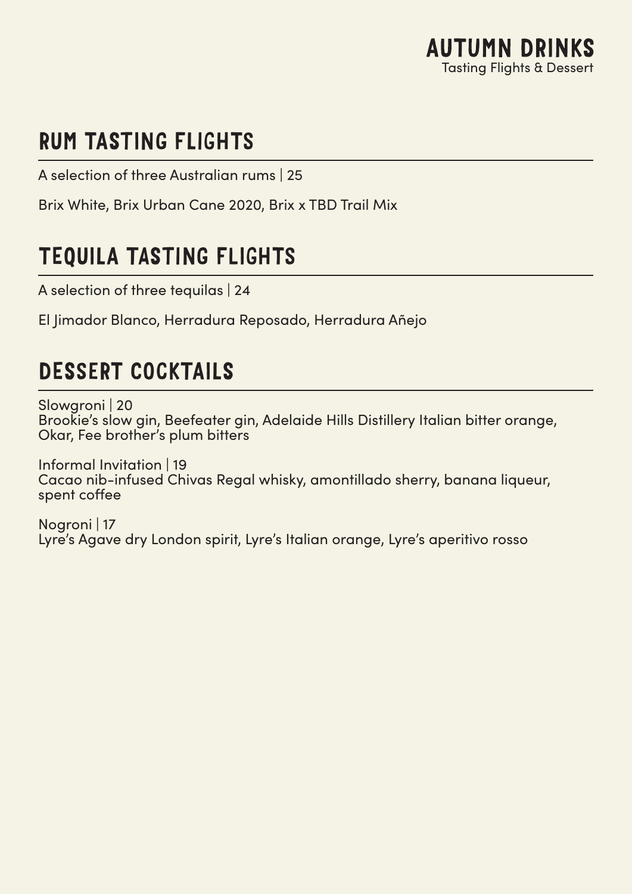# AUTUMN DRINKS

Tasting Flights & Dessert

## RUM TASTING FLIGHTS

A selection of three Australian rums | 25

Brix White, Brix Urban Cane 2020, Brix x TBD Trail Mix

## TEQUILA TASTING FLIGHTS

A selection of three tequilas | 24

El Jimador Blanco, Herradura Reposado, Herradura Añejo

## DESSERT COCKTAILS

Slowgroni | 20
Brookie's slow gin, Beefeater gin, Adelaide Hills Distillery Italian bitter orange, Okar, Fee brother's plum bitters

Informal Invitation | 19
Cacao nib-infused Chivas Regal whisky, amontillado sherry, banana liqueur, spent coffee

Nogroni | 17
Lyre's Agave dry London spirit, Lyre's Italian orange, Lyre's aperitivo rosso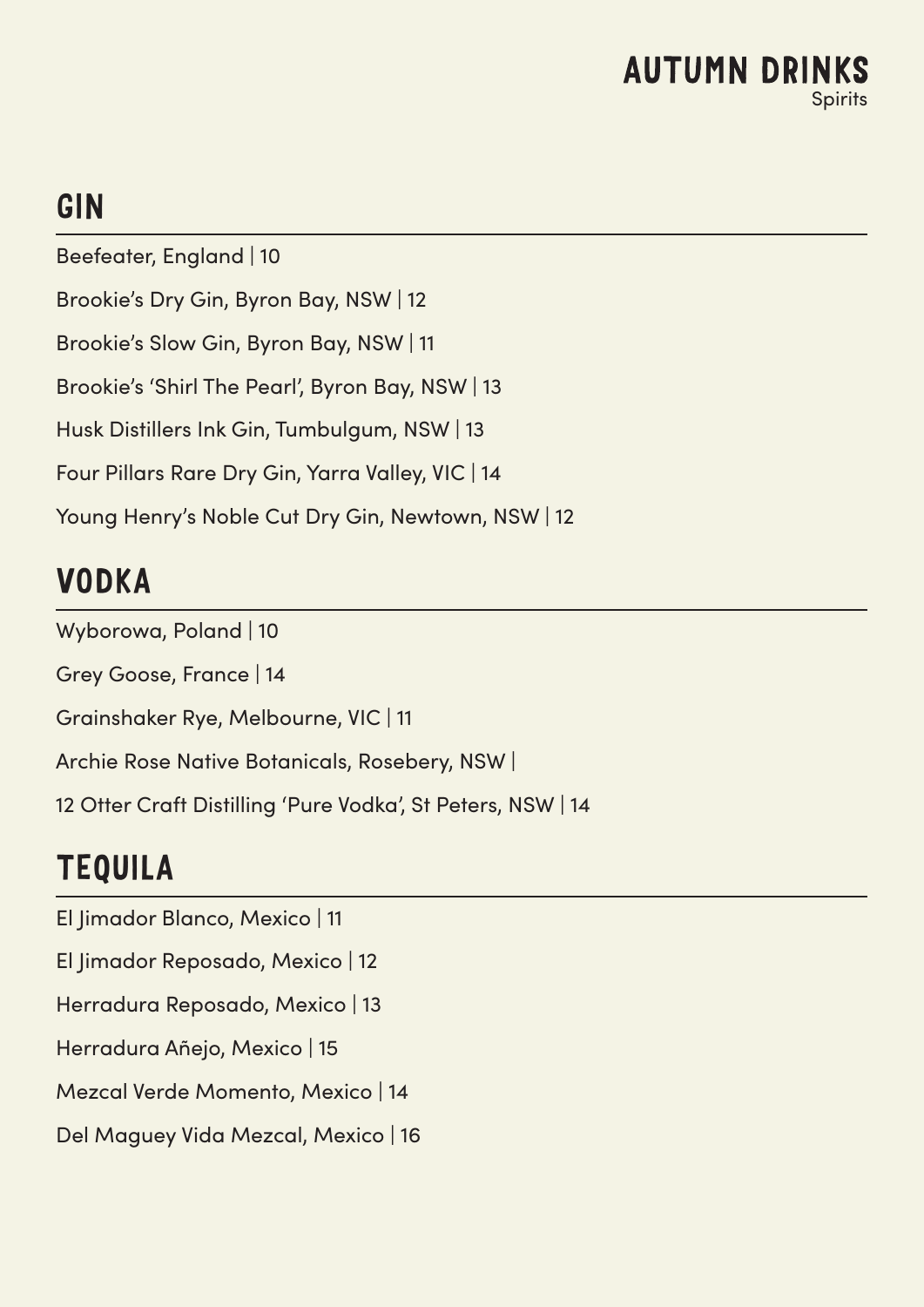# AUTUMN DRINKS

Spirits

## GIN

Beefeater, England | 10

Brookie's Dry Gin, Byron Bay, NSW | 12

Brookie's Slow Gin, Byron Bay, NSW | 11

Brookie's 'Shirl The Pearl', Byron Bay, NSW | 13

Husk Distillers Ink Gin, Tumbulgum, NSW | 13

Four Pillars Rare Dry Gin, Yarra Valley, VIC | 14

Young Henry's Noble Cut Dry Gin, Newtown, NSW | 12

## VODKA

Wyborowa, Poland | 10

Grey Goose, France | 14

Grainshaker Rye, Melbourne, VIC | 11

Archie Rose Native Botanicals, Rosebery, NSW |

12 Otter Craft Distilling 'Pure Vodka', St Peters, NSW | 14

## TEQUILA

El Jimador Blanco, Mexico | 11

El Jimador Reposado, Mexico | 12

Herradura Reposado, Mexico | 13

Herradura Añejo, Mexico | 15

Mezcal Verde Momento, Mexico | 14

Del Maguey Vida Mezcal, Mexico | 16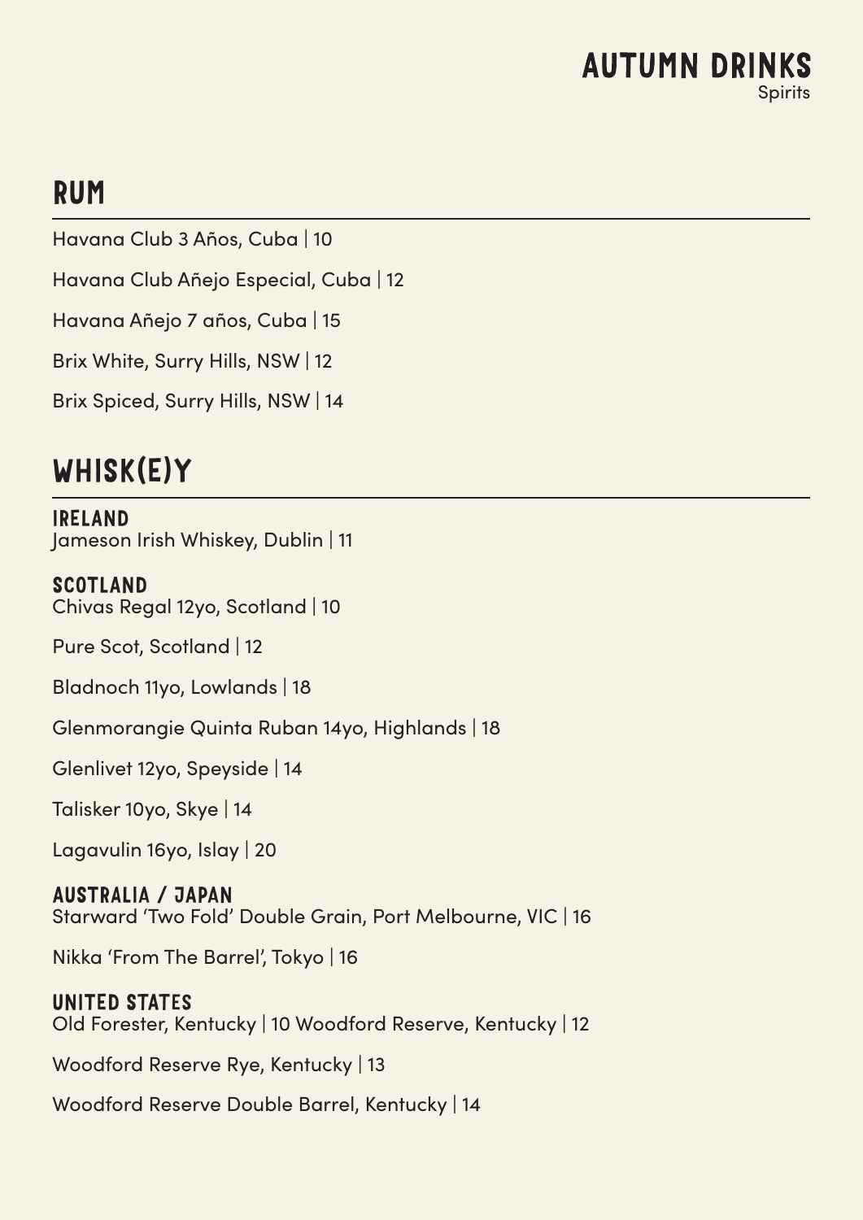# AUTUMN DRINKS
Spirits

## RUM

Havana Club 3 Años, Cuba | 10

Havana Club Añejo Especial, Cuba | 12

Havana Añejo 7 años, Cuba | 15

Brix White, Surry Hills, NSW | 12

Brix Spiced, Surry Hills, NSW | 14

## WHISK(E)Y

### IRELAND

Jameson Irish Whiskey, Dublin | 11

### SCOTLAND

Chivas Regal 12yo, Scotland | 10

Pure Scot, Scotland | 12

Bladnoch 11yo, Lowlands | 18

Glenmorangie Quinta Ruban 14yo, Highlands | 18

Glenlivet 12yo, Speyside | 14

Talisker 10yo, Skye | 14

Lagavulin 16yo, Islay | 20

### AUSTRALIA / JAPAN

Starward 'Two Fold' Double Grain, Port Melbourne, VIC | 16

Nikka 'From The Barrel', Tokyo | 16

### UNITED STATES

Old Forester, Kentucky | 10 Woodford Reserve, Kentucky | 12

Woodford Reserve Rye, Kentucky | 13

Woodford Reserve Double Barrel, Kentucky | 14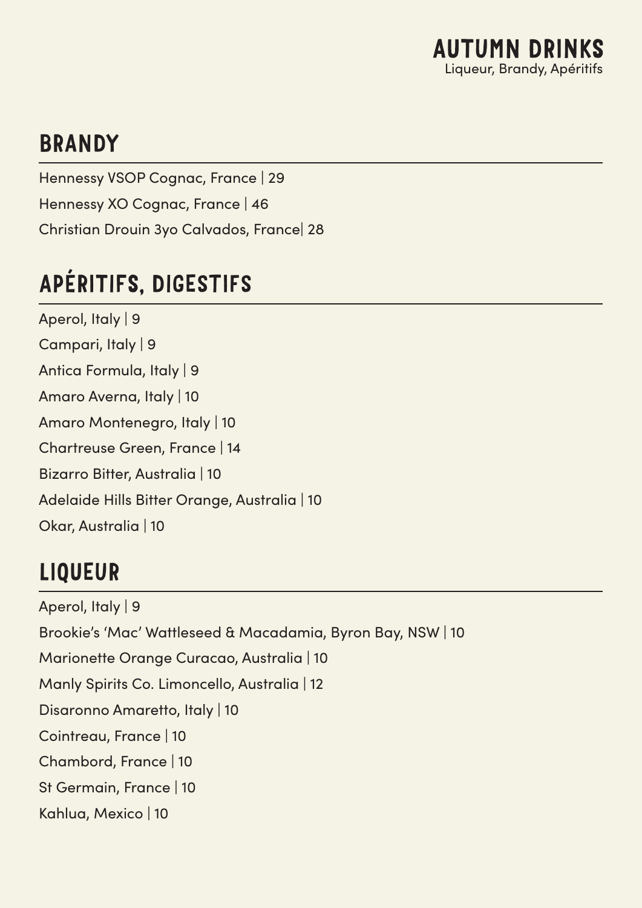# AUTUMN DRINKS

Liqueur, Brandy, Apéritifs

## BRANDY

Hennessy VSOP Cognac, France | 29

Hennessy XO Cognac, France | 46

Christian Drouin 3yo Calvados, France| 28

## APÉRITIFS, DIGESTIFS

Aperol, Italy | 9

Campari, Italy | 9

Antica Formula, Italy | 9

Amaro Averna, Italy | 10

Amaro Montenegro, Italy | 10

Chartreuse Green, France | 14

Bizarro Bitter, Australia | 10

Adelaide Hills Bitter Orange, Australia | 10

Okar, Australia | 10

## LIQUEUR

Aperol, Italy | 9

Brookie's 'Mac' Wattleseed & Macadamia, Byron Bay, NSW | 10

Marionette Orange Curacao, Australia | 10

Manly Spirits Co. Limoncello, Australia | 12

Disaronno Amaretto, Italy | 10

Cointreau, France | 10

Chambord, France | 10

St Germain, France | 10

Kahlua, Mexico | 10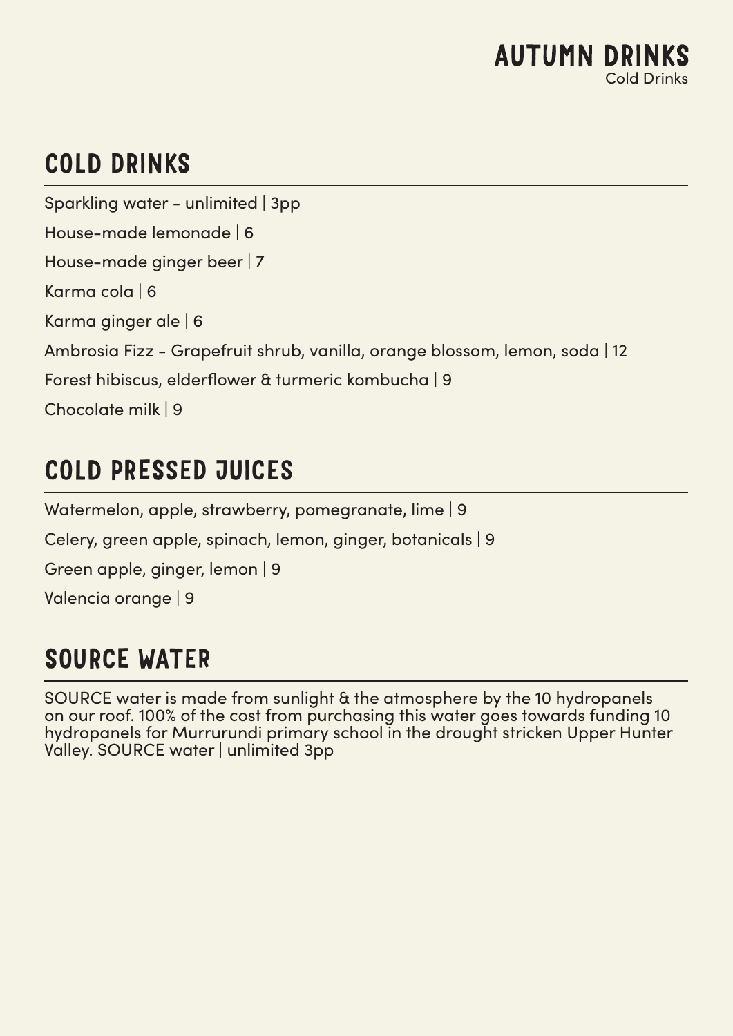## COLD DRINKS

Sparkling water - unlimited | 3pp

House-made lemonade | 6

House-made ginger beer | 7

Karma cola | 6

Karma ginger ale | 6

Ambrosia Fizz - Grapefruit shrub, vanilla, orange blossom, lemon, soda | 12

Forest hibiscus, elderflower & turmeric kombucha | 9

Chocolate milk | 9

## COLD PRESSED JUICES

Watermelon, apple, strawberry, pomegranate, lime | 9

Celery, green apple, spinach, lemon, ginger, botanicals | 9

Green apple, ginger, lemon | 9

Valencia orange | 9

## SOURCE WATER

SOURCE water is made from sunlight & the atmosphere by the 10 hydropanels on our roof. 100% of the cost from purchasing this water goes towards funding 10 hydropanels for Murrurundi primary school in the drought stricken Upper Hunter Valley. SOURCE water | unlimited 3pp